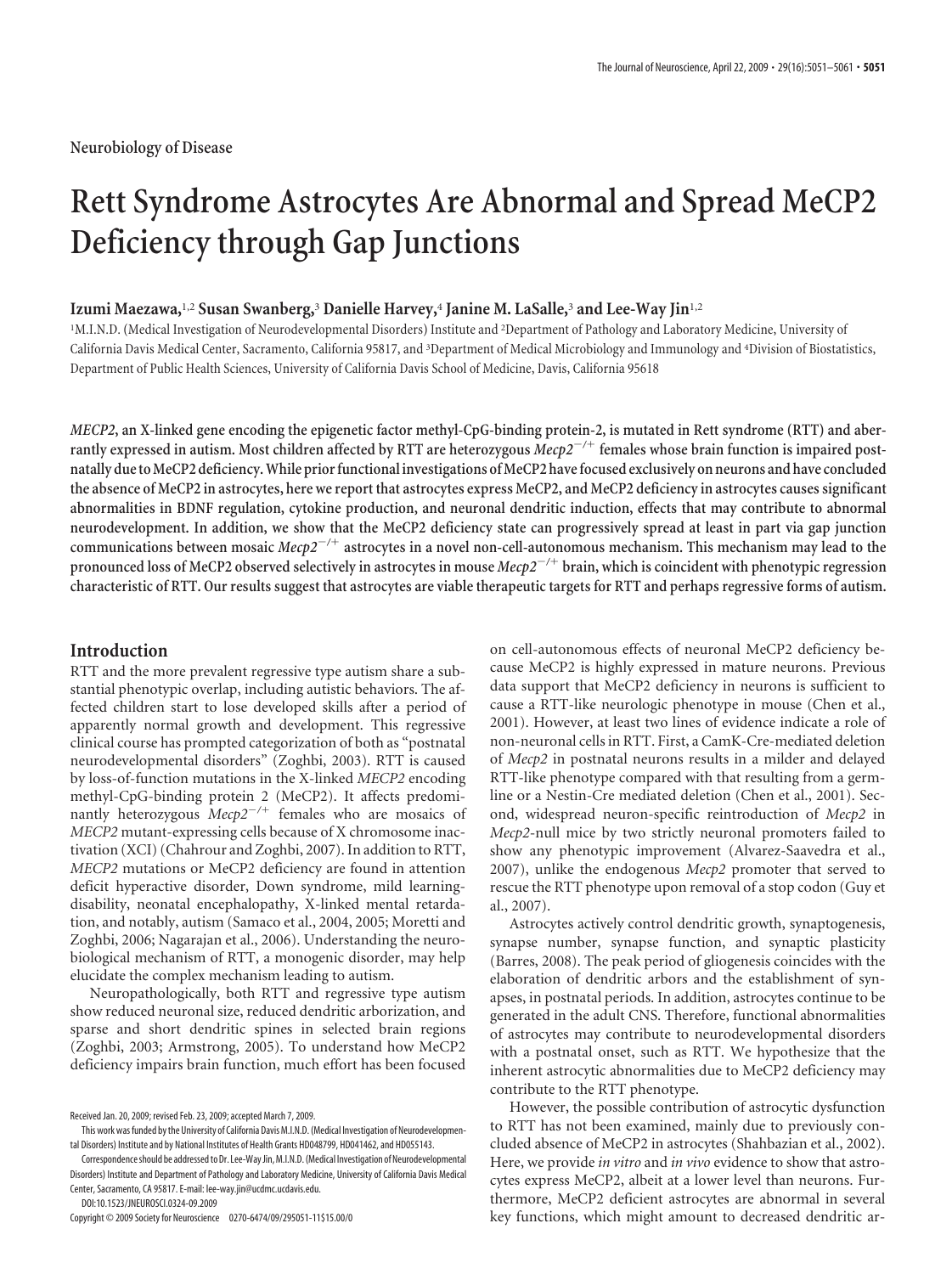Neurobiology of Disease

# Rett Syndrome Astrocytes Are Abnormal and Spread MeCP2 Deficiency through Gap Junctions

**Izumi Maezawa,[1,2] Susan Swanberg,[3] Danielle Harvey,[4] Janine M. LaSalle,[3] and Lee-Way Jin[1,2]**

[1]M.I.N.D. (Medical Investigation of Neurodevelopmental Disorders) Institute and [2]Department of Pathology and Laboratory Medicine, University of California Davis Medical Center, Sacramento, California 95817, and [3]Department of Medical Microbiology and Immunology and [4]Division of Biostatistics, Department of Public Health Sciences, University of California Davis School of Medicine, Davis, California 95618

***MECP2*, an X-linked gene encoding the epigenetic factor methyl-CpG-binding protein-2, is mutated in Rett syndrome (RTT) and aberrantly expressed in autism. Most children affected by RTT are heterozygous *Mecp2*$^{-/+}$ females whose brain function is impaired postnatally due to MeCP2 deficiency. While prior functional investigations of MeCP2 have focused exclusively on neurons and have concluded the absence of MeCP2 in astrocytes, here we report that astrocytes express MeCP2, and MeCP2 deficiency in astrocytes causes significant abnormalities in BDNF regulation, cytokine production, and neuronal dendritic induction, effects that may contribute to abnormal neurodevelopment. In addition, we show that the MeCP2 deficiency state can progressively spread at least in part via gap junction communications between mosaic *Mecp2*$^{-/+}$ astrocytes in a novel non-cell-autonomous mechanism. This mechanism may lead to the pronounced loss of MeCP2 observed selectively in astrocytes in mouse *Mecp2*$^{-/+}$ brain, which is coincident with phenotypic regression characteristic of RTT. Our results suggest that astrocytes are viable therapeutic targets for RTT and perhaps regressive forms of autism.**

## Introduction

RTT and the more prevalent regressive type autism share a substantial phenotypic overlap, including autistic behaviors. The affected children start to lose developed skills after a period of apparently normal growth and development. This regressive clinical course has prompted categorization of both as "postnatal neurodevelopmental disorders" (Zoghbi, 2003). RTT is caused by loss-of-function mutations in the X-linked *MECP2* encoding methyl-CpG-binding protein 2 (MeCP2). It affects predominantly heterozygous *Mecp2*$^{-/+}$ females who are mosaics of *MECP2* mutant-expressing cells because of X chromosome inactivation (XCI) (Chahrour and Zoghbi, 2007). In addition to RTT, *MECP2* mutations or MeCP2 deficiency are found in attention deficit hyperactive disorder, Down syndrome, mild learning-disability, neonatal encephalopathy, X-linked mental retardation, and notably, autism (Samaco et al., 2004, 2005; Moretti and Zoghbi, 2006; Nagarajan et al., 2006). Understanding the neurobiological mechanism of RTT, a monogenic disorder, may help elucidate the complex mechanism leading to autism.

Neuropathologically, both RTT and regressive type autism show reduced neuronal size, reduced dendritic arborization, and sparse and short dendritic spines in selected brain regions (Zoghbi, 2003; Armstrong, 2005). To understand how MeCP2 deficiency impairs brain function, much effort has been focused on cell-autonomous effects of neuronal MeCP2 deficiency because MeCP2 is highly expressed in mature neurons. Previous data support that MeCP2 deficiency in neurons is sufficient to cause a RTT-like neurologic phenotype in mouse (Chen et al., 2001). However, at least two lines of evidence indicate a role of non-neuronal cells in RTT. First, a CamK-Cre-mediated deletion of *Mecp2* in postnatal neurons results in a milder and delayed RTT-like phenotype compared with that resulting from a germline or a Nestin-Cre mediated deletion (Chen et al., 2001). Second, widespread neuron-specific reintroduction of *Mecp2* in *Mecp2*-null mice by two strictly neuronal promoters failed to show any phenotypic improvement (Alvarez-Saavedra et al., 2007), unlike the endogenous *Mecp2* promoter that served to rescue the RTT phenotype upon removal of a stop codon (Guy et al., 2007).

Astrocytes actively control dendritic growth, synaptogenesis, synapse number, synapse function, and synaptic plasticity (Barres, 2008). The peak period of gliogenesis coincides with the elaboration of dendritic arbors and the establishment of synapses, in postnatal periods. In addition, astrocytes continue to be generated in the adult CNS. Therefore, functional abnormalities of astrocytes may contribute to neurodevelopmental disorders with a postnatal onset, such as RTT. We hypothesize that the inherent astrocytic abnormalities due to MeCP2 deficiency may contribute to the RTT phenotype.

However, the possible contribution of astrocytic dysfunction to RTT has not been examined, mainly due to previously concluded absence of MeCP2 in astrocytes (Shahbazian et al., 2002). Here, we provide *in vitro* and *in vivo* evidence to show that astrocytes express MeCP2, albeit at a lower level than neurons. Furthermore, MeCP2 deficient astrocytes are abnormal in several key functions, which might amount to decreased dendritic ar-

Received Jan. 20, 2009; revised Feb. 23, 2009; accepted March 7, 2009.

This work was funded by the University of California Davis M.I.N.D. (Medical Investigation of Neurodevelopmental Disorders) Institute and by National Institutes of Health Grants HD048799, HD041462, and HD055143.

Correspondence should be addressed to Dr. Lee-Way Jin, M.I.N.D. (Medical Investigation of Neurodevelopmental Disorders) Institute and Department of Pathology and Laboratory Medicine, University of California Davis Medical Center, Sacramento, CA 95817. E-mail: lee-way.jin@ucdmc.ucdavis.edu.

DOI:10.1523/JNEUROSCI.0324-09.2009

Copyright © 2009 Society for Neuroscience 0270-6474/09/295051-11$15.00/0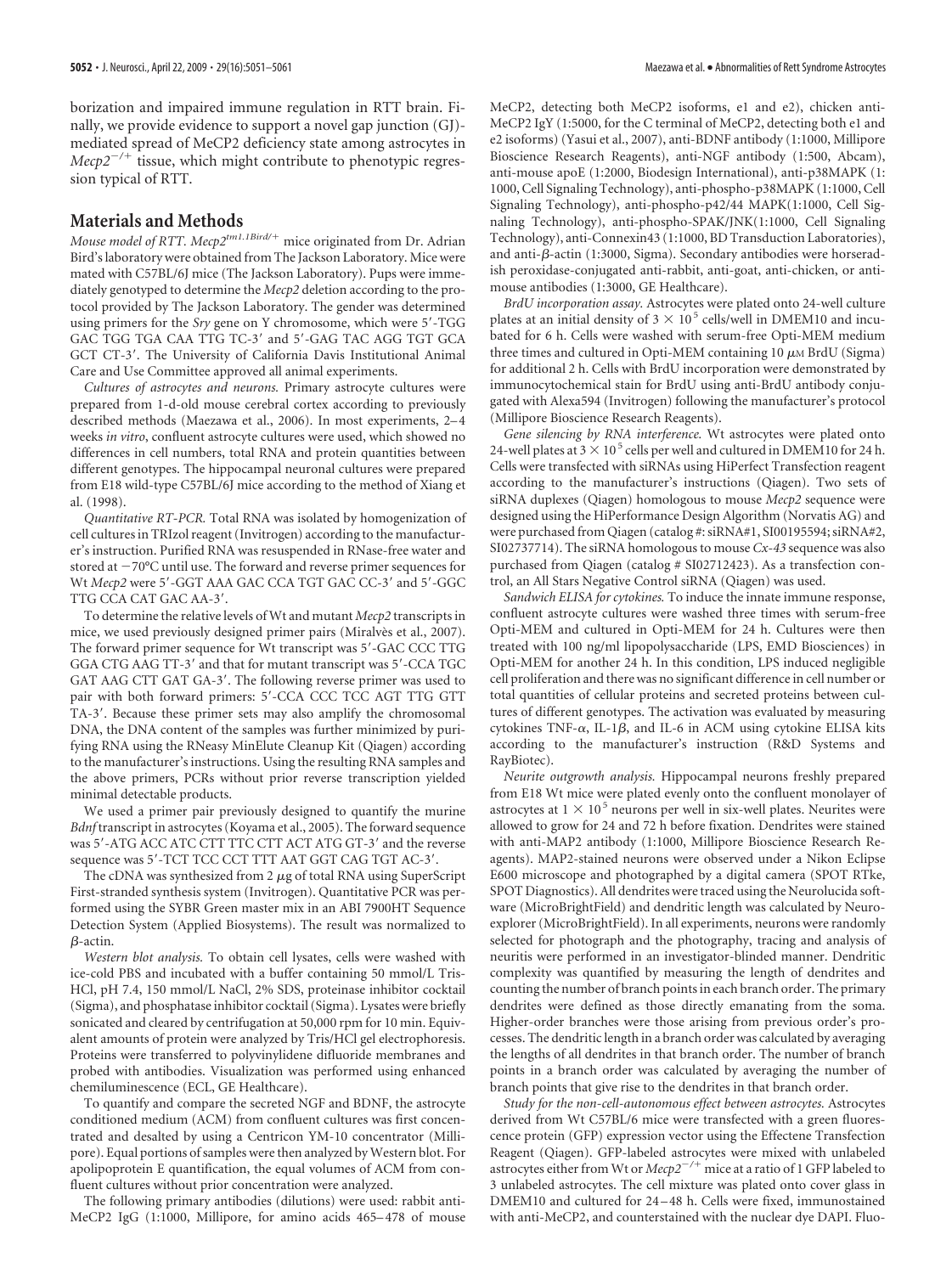borization and impaired immune regulation in RTT brain. Finally, we provide evidence to support a novel gap junction (GJ)-mediated spread of MeCP2 deficiency state among astrocytes in $Mecp2^{-/+}$ tissue, which might contribute to phenotypic regression typical of RTT.

## Materials and Methods

*Mouse model of RTT.* $Mecp2^{tm1.1Bird/+}$ mice originated from Dr. Adrian Bird's laboratory were obtained from The Jackson Laboratory. Mice were mated with C57BL/6J mice (The Jackson Laboratory). Pups were immediately genotyped to determine the *Mecp2* deletion according to the protocol provided by The Jackson Laboratory. The gender was determined using primers for the *Sry* gene on Y chromosome, which were 5′-TGG GAC TGG TGA CAA TTG TC-3′ and 5′-GAG TAC AGG TGT GCA GCT CT-3′. The University of California Davis Institutional Animal Care and Use Committee approved all animal experiments.

*Cultures of astrocytes and neurons.* Primary astrocyte cultures were prepared from 1-d-old mouse cerebral cortex according to previously described methods (Maezawa et al., 2006). In most experiments, 2–4 weeks *in vitro*, confluent astrocyte cultures were used, which showed no differences in cell numbers, total RNA and protein quantities between different genotypes. The hippocampal neuronal cultures were prepared from E18 wild-type C57BL/6J mice according to the method of Xiang et al. (1998).

*Quantitative RT-PCR.* Total RNA was isolated by homogenization of cell cultures in TRIzol reagent (Invitrogen) according to the manufacturer's instruction. Purified RNA was resuspended in RNase-free water and stored at −70°C until use. The forward and reverse primer sequences for Wt *Mecp2* were 5′-GGT AAA GAC CCA TGT GAC CC-3′ and 5′-GGC TTG CCA CAT GAC AA-3′.

To determine the relative levels of Wt and mutant *Mecp2* transcripts in mice, we used previously designed primer pairs (Miralvès et al., 2007). The forward primer sequence for Wt transcript was 5′-GAC CCC TTG GGA CTG AAG TT-3′ and that for mutant transcript was 5′-CCA TGC GAT AAG CTT GAT GA-3′. The following reverse primer was used to pair with both forward primers: 5′-CCA CCC TCC AGT TTG GTT TA-3′. Because these primer sets may also amplify the chromosomal DNA, the DNA content of the samples was further minimized by purifying RNA using the RNeasy MinElute Cleanup Kit (Qiagen) according to the manufacturer's instructions. Using the resulting RNA samples and the above primers, PCRs without prior reverse transcription yielded minimal detectable products.

We used a primer pair previously designed to quantify the murine *Bdnf* transcript in astrocytes (Koyama et al., 2005). The forward sequence was 5′-ATG ACC ATC CTT TTC CTT ACT ATG GT-3′ and the reverse sequence was 5′-TCT TCC CCT TTT AAT GGT CAG TGT AC-3′.

The cDNA was synthesized from 2 μg of total RNA using SuperScript First-stranded synthesis system (Invitrogen). Quantitative PCR was performed using the SYBR Green master mix in an ABI 7900HT Sequence Detection System (Applied Biosystems). The result was normalized to β-actin.

*Western blot analysis.* To obtain cell lysates, cells were washed with ice-cold PBS and incubated with a buffer containing 50 mmol/L Tris-HCl, pH 7.4, 150 mmol/L NaCl, 2% SDS, proteinase inhibitor cocktail (Sigma), and phosphatase inhibitor cocktail (Sigma). Lysates were briefly sonicated and cleared by centrifugation at 50,000 rpm for 10 min. Equivalent amounts of protein were analyzed by Tris/HCl gel electrophoresis. Proteins were transferred to polyvinylidene difluoride membranes and probed with antibodies. Visualization was performed using enhanced chemiluminescence (ECL, GE Healthcare).

To quantify and compare the secreted NGF and BDNF, the astrocyte conditioned medium (ACM) from confluent cultures was first concentrated and desalted by using a Centricon YM-10 concentrator (Millipore). Equal portions of samples were then analyzed by Western blot. For apolipoprotein E quantification, the equal volumes of ACM from confluent cultures without prior concentration were analyzed.

The following primary antibodies (dilutions) were used: rabbit anti-MeCP2 IgG (1:1000, Millipore, for amino acids 465–478 of mouse MeCP2, detecting both MeCP2 isoforms, e1 and e2), chicken anti-MeCP2 IgY (1:5000, for the C terminal of MeCP2, detecting both e1 and e2 isoforms) (Yasui et al., 2007), anti-BDNF antibody (1:1000, Millipore Bioscience Research Reagents), anti-NGF antibody (1:500, Abcam), anti-mouse apoE (1:2000, Biodesign International), anti-p38MAPK (1:1000, Cell Signaling Technology), anti-phospho-p38MAPK (1:1000, Cell Signaling Technology), anti-phospho-p42/44 MAPK(1:1000, Cell Signaling Technology), anti-phospho-SPAK/JNK(1:1000, Cell Signaling Technology), anti-Connexin43 (1:1000, BD Transduction Laboratories), and anti-β-actin (1:3000, Sigma). Secondary antibodies were horseradish peroxidase-conjugated anti-rabbit, anti-goat, anti-chicken, or anti-mouse antibodies (1:3000, GE Healthcare).

*BrdU incorporation assay.* Astrocytes were plated onto 24-well culture plates at an initial density of $3 \times 10^5$ cells/well in DMEM10 and incubated for 6 h. Cells were washed with serum-free Opti-MEM medium three times and cultured in Opti-MEM containing 10 μM BrdU (Sigma) for additional 2 h. Cells with BrdU incorporation were demonstrated by immunocytochemical stain for BrdU using anti-BrdU antibody conjugated with Alexa594 (Invitrogen) following the manufacturer's protocol (Millipore Bioscience Research Reagents).

*Gene silencing by RNA interference.* Wt astrocytes were plated onto 24-well plates at $3 \times 10^5$ cells per well and cultured in DMEM10 for 24 h. Cells were transfected with siRNAs using HiPerfect Transfection reagent according to the manufacturer's instructions (Qiagen). Two sets of siRNA duplexes (Qiagen) homologous to mouse *Mecp2* sequence were designed using the HiPerformance Design Algorithm (Norvatis AG) and were purchased from Qiagen (catalog #: siRNA#1, SI00195594; siRNA#2, SI02737714). The siRNA homologous to mouse *Cx-43* sequence was also purchased from Qiagen (catalog # SI02712423). As a transfection control, an All Stars Negative Control siRNA (Qiagen) was used.

*Sandwich ELISA for cytokines.* To induce the innate immune response, confluent astrocyte cultures were washed three times with serum-free Opti-MEM and cultured in Opti-MEM for 24 h. Cultures were then treated with 100 ng/ml lipopolysaccharide (LPS, EMD Biosciences) in Opti-MEM for another 24 h. In this condition, LPS induced negligible cell proliferation and there was no significant difference in cell number or total quantities of cellular proteins and secreted proteins between cultures of different genotypes. The activation was evaluated by measuring cytokines TNF-α, IL-1β, and IL-6 in ACM using cytokine ELISA kits according to the manufacturer's instruction (R&D Systems and RayBiotec).

*Neurite outgrowth analysis.* Hippocampal neurons freshly prepared from E18 Wt mice were plated evenly onto the confluent monolayer of astrocytes at $1 \times 10^5$ neurons per well in six-well plates. Neurites were allowed to grow for 24 and 72 h before fixation. Dendrites were stained with anti-MAP2 antibody (1:1000, Millipore Bioscience Research Reagents). MAP2-stained neurons were observed under a Nikon Eclipse E600 microscope and photographed by a digital camera (SPOT RTke, SPOT Diagnostics). All dendrites were traced using the Neurolucida software (MicroBrightField) and dendritic length was calculated by Neuroexplorer (MicroBrightField). In all experiments, neurons were randomly selected for photograph and the photography, tracing and analysis of neuritis were performed in an investigator-blinded manner. Dendritic complexity was quantified by measuring the length of dendrites and counting the number of branch points in each branch order. The primary dendrites were defined as those directly emanating from the soma. Higher-order branches were those arising from previous order's processes. The dendritic length in a branch order was calculated by averaging the lengths of all dendrites in that branch order. The number of branch points in a branch order was calculated by averaging the number of branch points that give rise to the dendrites in that branch order.

*Study for the non-cell-autonomous effect between astrocytes.* Astrocytes derived from Wt C57BL/6 mice were transfected with a green fluorescence protein (GFP) expression vector using the Effectene Transfection Reagent (Qiagen). GFP-labeled astrocytes were mixed with unlabeled astrocytes either from Wt or $Mecp2^{-/+}$ mice at a ratio of 1 GFP labeled to 3 unlabeled astrocytes. The cell mixture was plated onto cover glass in DMEM10 and cultured for 24–48 h. Cells were fixed, immunostained with anti-MeCP2, and counterstained with the nuclear dye DAPI. Fluo-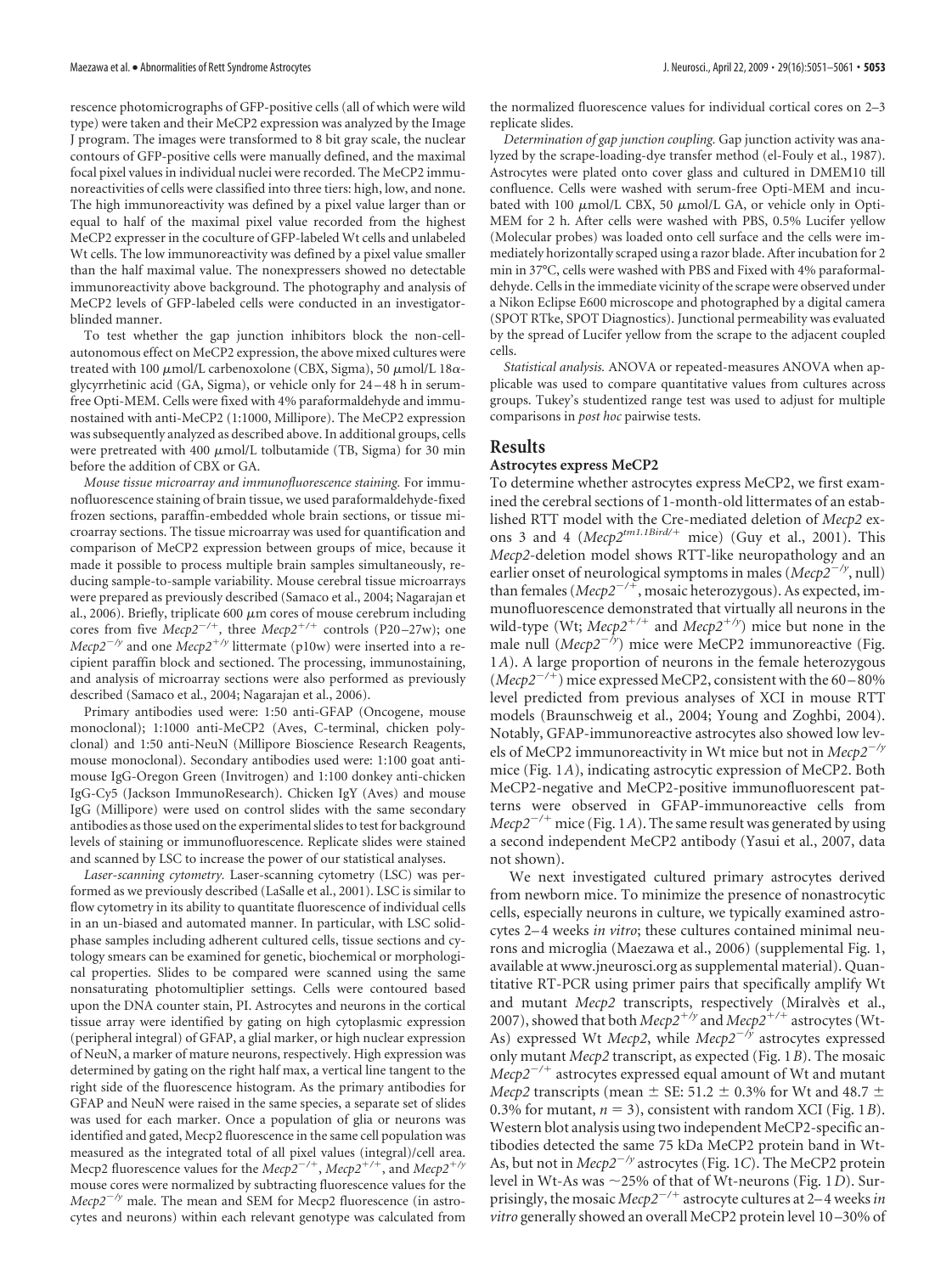rescence photomicrographs of GFP-positive cells (all of which were wild type) were taken and their MeCP2 expression was analyzed by the Image J program. The images were transformed to 8 bit gray scale, the nuclear contours of GFP-positive cells were manually defined, and the maximal focal pixel values in individual nuclei were recorded. The MeCP2 immunoreactivities of cells were classified into three tiers: high, low, and none. The high immunoreactivity was defined by a pixel value larger than or equal to half of the maximal pixel value recorded from the highest MeCP2 expresser in the coculture of GFP-labeled Wt cells and unlabeled Wt cells. The low immunoreactivity was defined by a pixel value smaller than the half maximal value. The nonexpressers showed no detectable immunoreactivity above background. The photography and analysis of MeCP2 levels of GFP-labeled cells were conducted in an investigator-blinded manner.

To test whether the gap junction inhibitors block the non-cell-autonomous effect on MeCP2 expression, the above mixed cultures were treated with 100 $\mu$mol/L carbenoxolone (CBX, Sigma), 50 $\mu$mol/L 18$\alpha$-glycyrrhetinic acid (GA, Sigma), or vehicle only for 24–48 h in serum-free Opti-MEM. Cells were fixed with 4% paraformaldehyde and immunostained with anti-MeCP2 (1:1000, Millipore). The MeCP2 expression was subsequently analyzed as described above. In additional groups, cells were pretreated with 400 $\mu$mol/L tolbutamide (TB, Sigma) for 30 min before the addition of CBX or GA.

*Mouse tissue microarray and immunofluorescence staining.* For immunofluorescence staining of brain tissue, we used paraformaldehyde-fixed frozen sections, paraffin-embedded whole brain sections, or tissue microarray sections. The tissue microarray was used for quantification and comparison of MeCP2 expression between groups of mice, because it made it possible to process multiple brain samples simultaneously, reducing sample-to-sample variability. Mouse cerebral tissue microarrays were prepared as previously described (Samaco et al., 2004; Nagarajan et al., 2006). Briefly, triplicate 600 $\mu$m cores of mouse cerebrum including cores from five *Mecp2*$^{-/+}$, three *Mecp2*$^{+/+}$ controls (P20–27w); one *Mecp2*$^{-/y}$ and one *Mecp2*$^{+/y}$ littermate (p10w) were inserted into a recipient paraffin block and sectioned. The processing, immunostaining, and analysis of microarray sections were also performed as previously described (Samaco et al., 2004; Nagarajan et al., 2006).

Primary antibodies used were: 1:50 anti-GFAP (Oncogene, mouse monoclonal); 1:1000 anti-MeCP2 (Aves, C-terminal, chicken polyclonal) and 1:50 anti-NeuN (Millipore Bioscience Research Reagents, mouse monoclonal). Secondary antibodies used were: 1:100 goat anti-mouse IgG-Oregon Green (Invitrogen) and 1:100 donkey anti-chicken IgG-Cy5 (Jackson ImmunoResearch). Chicken IgY (Aves) and mouse IgG (Millipore) were used on control slides with the same secondary antibodies as those used on the experimental slides to test for background levels of staining or immunofluorescence. Replicate slides were stained and scanned by LSC to increase the power of our statistical analyses.

*Laser-scanning cytometry.* Laser-scanning cytometry (LSC) was performed as we previously described (LaSalle et al., 2001). LSC is similar to flow cytometry in its ability to quantitate fluorescence of individual cells in an un-biased and automated manner. In particular, with LSC solid-phase samples including adherent cultured cells, tissue sections and cytology smears can be examined for genetic, biochemical or morphological properties. Slides to be compared were scanned using the same nonsaturating photomultiplier settings. Cells were contoured based upon the DNA counter stain, PI. Astrocytes and neurons in the cortical tissue array were identified by gating on high cytoplasmic expression (peripheral integral) of GFAP, a glial marker, or high nuclear expression of NeuN, a marker of mature neurons, respectively. High expression was determined by gating on the right half max, a vertical line tangent to the right side of the fluorescence histogram. As the primary antibodies for GFAP and NeuN were raised in the same species, a separate set of slides was used for each marker. Once a population of glia or neurons was identified and gated, Mecp2 fluorescence in the same cell population was measured as the integrated total of all pixel values (integral)/cell area. Mecp2 fluorescence values for the *Mecp2*$^{-/+}$, *Mecp2*$^{+/+}$, and *Mecp2*$^{+/y}$ mouse cores were normalized by subtracting fluorescence values for the *Mecp2*$^{-/y}$ male. The mean and SEM for Mecp2 fluorescence (in astrocytes and neurons) within each relevant genotype was calculated from the normalized fluorescence values for individual cortical cores on 2–3 replicate slides.

*Determination of gap junction coupling.* Gap junction activity was analyzed by the scrape-loading-dye transfer method (el-Fouly et al., 1987). Astrocytes were plated onto cover glass and cultured in DMEM10 till confluence. Cells were washed with serum-free Opti-MEM and incubated with 100 $\mu$mol/L CBX, 50 $\mu$mol/L GA, or vehicle only in Opti-MEM for 2 h. After cells were washed with PBS, 0.5% Lucifer yellow (Molecular probes) was loaded onto cell surface and the cells were immediately horizontally scraped using a razor blade. After incubation for 2 min in 37°C, cells were washed with PBS and Fixed with 4% paraformaldehyde. Cells in the immediate vicinity of the scrape were observed under a Nikon Eclipse E600 microscope and photographed by a digital camera (SPOT RTke, SPOT Diagnostics). Junctional permeability was evaluated by the spread of Lucifer yellow from the scrape to the adjacent coupled cells.

*Statistical analysis.* ANOVA or repeated-measures ANOVA when applicable was used to compare quantitative values from cultures across groups. Tukey's studentized range test was used to adjust for multiple comparisons in *post hoc* pairwise tests.

## Results

### Astrocytes express MeCP2

To determine whether astrocytes express MeCP2, we first examined the cerebral sections of 1-month-old littermates of an established RTT model with the Cre-mediated deletion of *Mecp2* exons 3 and 4 (*Mecp2*$^{tm1.1Bird/+}$ mice) (Guy et al., 2001). This *Mecp2*-deletion model shows RTT-like neuropathology and an earlier onset of neurological symptoms in males (*Mecp2*$^{-/y}$, null) than females (*Mecp2*$^{-/+}$, mosaic heterozygous). As expected, immunofluorescence demonstrated that virtually all neurons in the wild-type (Wt; *Mecp2*$^{+/+}$ and *Mecp2*$^{+/y}$) mice but none in the male null (*Mecp2*$^{-/y}$) mice were MeCP2 immunoreactive (Fig. 1*A*). A large proportion of neurons in the female heterozygous (*Mecp2*$^{-/+}$) mice expressed MeCP2, consistent with the 60–80% level predicted from previous analyses of XCI in mouse RTT models (Braunschweig et al., 2004; Young and Zoghbi, 2004). Notably, GFAP-immunoreactive astrocytes also showed low levels of MeCP2 immunoreactivity in Wt mice but not in *Mecp2*$^{-/y}$ mice (Fig. 1*A*), indicating astrocytic expression of MeCP2. Both MeCP2-negative and MeCP2-positive immunofluorescent patterns were observed in GFAP-immunoreactive cells from *Mecp2*$^{-/+}$ mice (Fig. 1*A*). The same result was generated by using a second independent MeCP2 antibody (Yasui et al., 2007, data not shown).

We next investigated cultured primary astrocytes derived from newborn mice. To minimize the presence of nonastrocytic cells, especially neurons in culture, we typically examined astrocytes 2–4 weeks *in vitro*; these cultures contained minimal neurons and microglia (Maezawa et al., 2006) (supplemental Fig. 1, available at www.jneurosci.org as supplemental material). Quantitative RT-PCR using primer pairs that specifically amplify Wt and mutant *Mecp2* transcripts, respectively (Miralvès et al., 2007), showed that both *Mecp2*$^{+/y}$ and *Mecp2*$^{+/+}$ astrocytes (Wt-As) expressed Wt *Mecp2*, while *Mecp2*$^{-/y}$ astrocytes expressed only mutant *Mecp2* transcript, as expected (Fig. 1*B*). The mosaic *Mecp2*$^{-/+}$ astrocytes expressed equal amount of Wt and mutant *Mecp2* transcripts (mean ± SE: 51.2 ± 0.3% for Wt and 48.7 ± 0.3% for mutant, $n = 3$), consistent with random XCI (Fig. 1*B*). Western blot analysis using two independent MeCP2-specific antibodies detected the same 75 kDa MeCP2 protein band in Wt-As, but not in *Mecp2*$^{-/y}$ astrocytes (Fig. 1*C*). The MeCP2 protein level in Wt-As was ~25% of that of Wt-neurons (Fig. 1*D*). Surprisingly, the mosaic *Mecp2*$^{-/+}$ astrocyte cultures at 2–4 weeks *in vitro* generally showed an overall MeCP2 protein level 10–30% of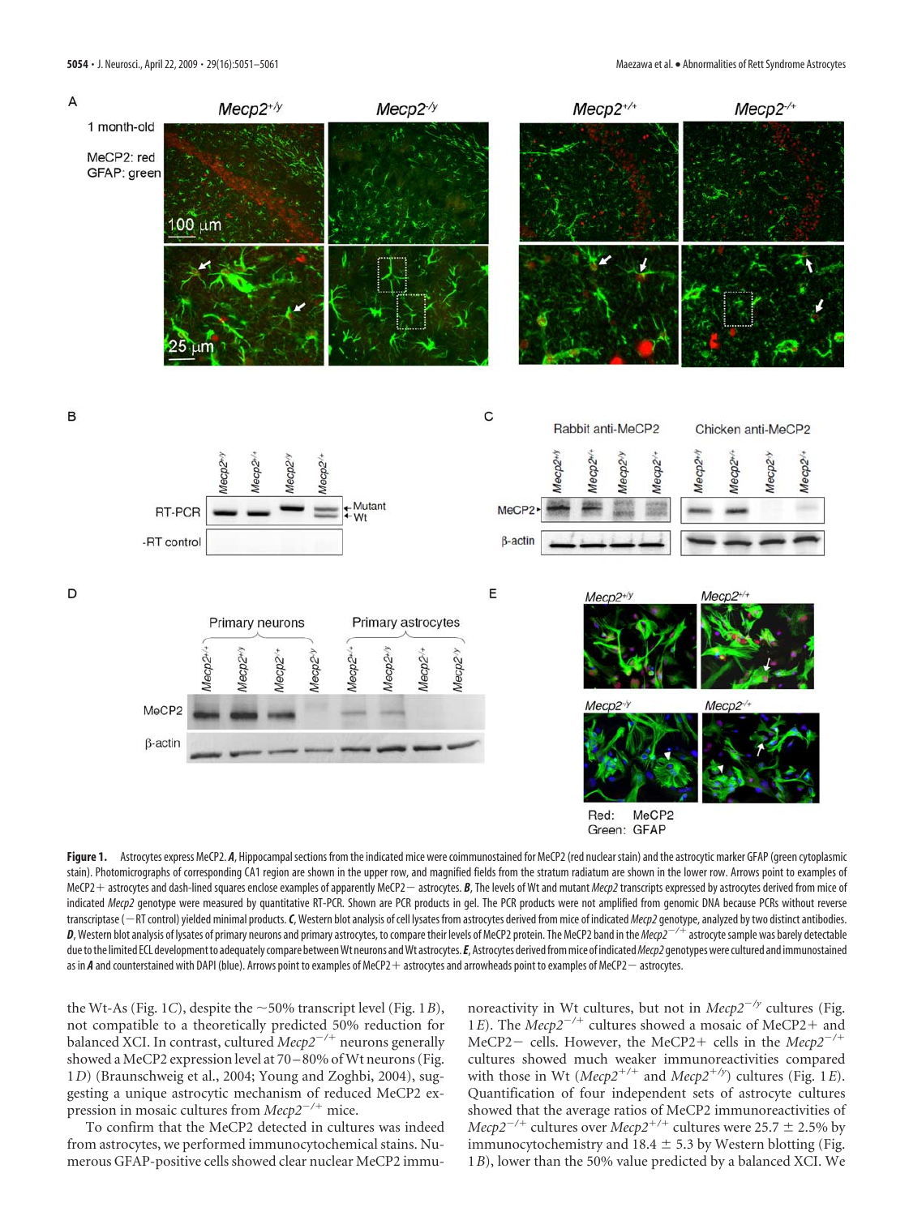**Figure 1.** Astrocytes express MeCP2. ***A***, Hippocampal sections from the indicated mice were coimmunostained for MeCP2 (red nuclear stain) and the astrocytic marker GFAP (green cytoplasmic stain). Photomicrographs of corresponding CA1 region are shown in the upper row, and magnified fields from the stratum radiatum are shown in the lower row. Arrows point to examples of MeCP2+ astrocytes and dash-lined squares enclose examples of apparently MeCP2− astrocytes. ***B***, The levels of Wt and mutant *Mecp2* transcripts expressed by astrocytes derived from mice of indicated *Mecp2* genotype were measured by quantitative RT-PCR. Shown are PCR products in gel. The PCR products were not amplified from genomic DNA because PCRs without reverse transcriptase (−RT control) yielded minimal products. ***C***, Western blot analysis of cell lysates from astrocytes derived from mice of indicated *Mecp2* genotype, analyzed by two distinct antibodies. ***D***, Western blot analysis of lysates of primary neurons and primary astrocytes, to compare their levels of MeCP2 protein. The MeCP2 band in the *Mecp2*$^{-/+}$ astrocyte sample was barely detectable due to the limited ECL development to adequately compare between Wt neurons and Wt astrocytes. ***E***, Astrocytes derived from mice of indicated *Mecp2* genotypes were cultured and immunostained as in ***A*** and counterstained with DAPI (blue). Arrows point to examples of MeCP2+ astrocytes and arrowheads point to examples of MeCP2− astrocytes.

the Wt-As (Fig. 1*C*), despite the ~50% transcript level (Fig. 1*B*), not compatible to a theoretically predicted 50% reduction for balanced XCI. In contrast, cultured *Mecp2*$^{-/+}$ neurons generally showed a MeCP2 expression level at 70–80% of Wt neurons (Fig. 1*D*) (Braunschweig et al., 2004; Young and Zoghbi, 2004), suggesting a unique astrocytic mechanism of reduced MeCP2 expression in mosaic cultures from *Mecp2*$^{-/+}$ mice.

To confirm that the MeCP2 detected in cultures was indeed from astrocytes, we performed immunocytochemical stains. Numerous GFAP-positive cells showed clear nuclear MeCP2 immunoreactivity in Wt cultures, but not in *Mecp2*$^{-/y}$ cultures (Fig. 1*E*). The *Mecp2*$^{-/+}$ cultures showed a mosaic of MeCP2+ and MeCP2− cells. However, the MeCP2+ cells in the *Mecp2*$^{-/+}$ cultures showed much weaker immunoreactivities compared with those in Wt (*Mecp2*$^{+/+}$ and *Mecp2*$^{+/y}$) cultures (Fig. 1*E*). Quantification of four independent sets of astrocyte cultures showed that the average ratios of MeCP2 immunoreactivities of *Mecp2*$^{-/+}$ cultures over *Mecp2*$^{+/+}$ cultures were 25.7 ± 2.5% by immunocytochemistry and 18.4 ± 5.3 by Western blotting (Fig. 1*B*), lower than the 50% value predicted by a balanced XCI. We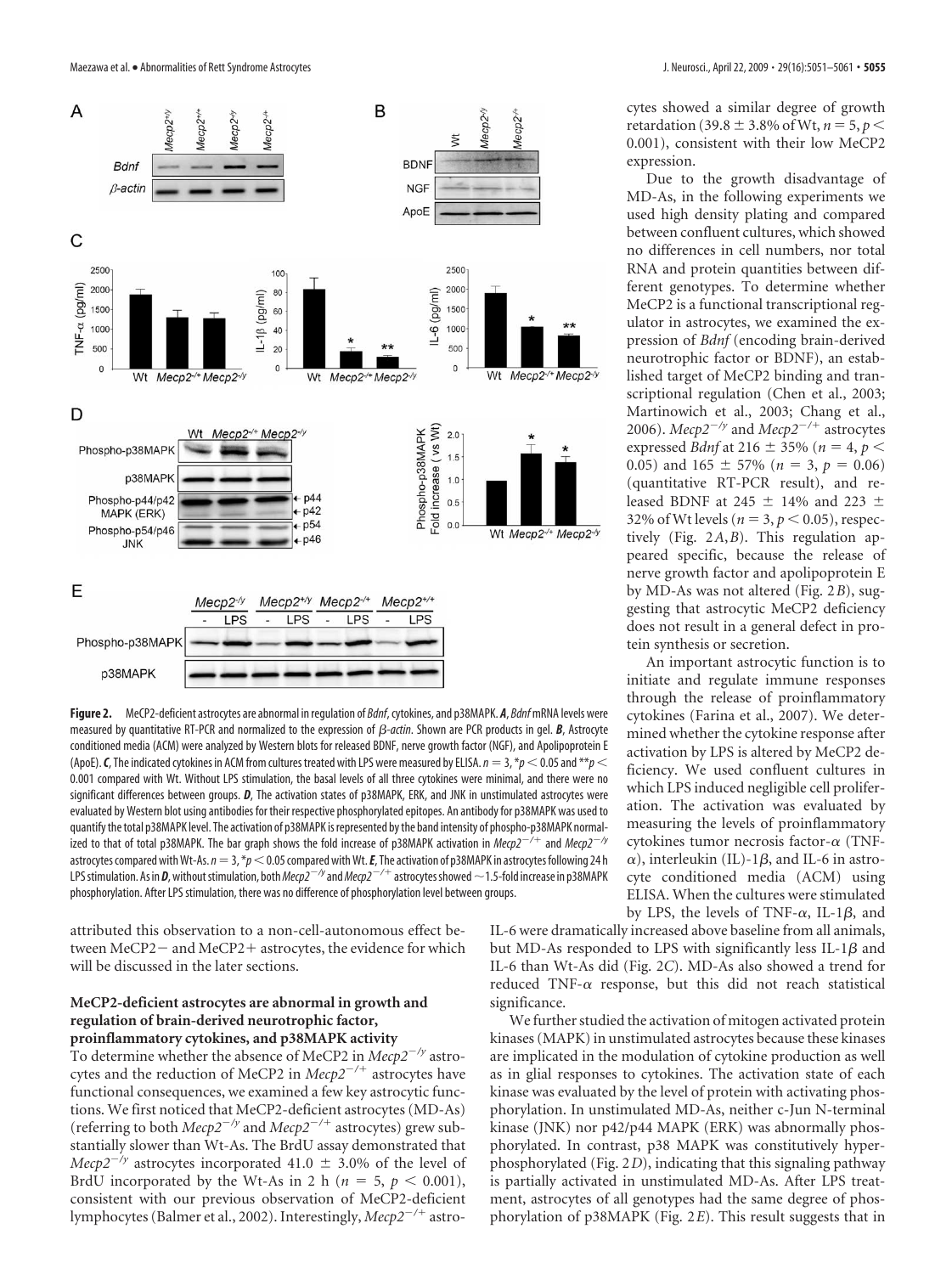**Figure 2.** MeCP2-deficient astrocytes are abnormal in regulation of *Bdnf*, cytokines, and p38MAPK. ***A***, *Bdnf* mRNA levels were measured by quantitative RT-PCR and normalized to the expression of *β-actin*. Shown are PCR products in gel. ***B***, Astrocyte conditioned media (ACM) were analyzed by Western blots for released BDNF, nerve growth factor (NGF), and Apolipoprotein E (ApoE). ***C***, The indicated cytokines in ACM from cultures treated with LPS were measured by ELISA. $n = 3$, $*p < 0.05$ and $**p < 0.001$ compared with Wt. Without LPS stimulation, the basal levels of all three cytokines were minimal, and there were no significant differences between groups. ***D***, The activation states of p38MAPK, ERK, and JNK in unstimulated astrocytes were evaluated by Western blot using antibodies for their respective phosphorylated epitopes. An antibody for p38MAPK was used to quantify the total p38MAPK level. The activation of p38MAPK is represented by the band intensity of phospho-p38MAPK normalized to that of total p38MAPK. The bar graph shows the fold increase of p38MAPK activation in $Mecp2^{-/+}$ and $Mecp2^{-/y}$ astrocytes compared with Wt-As. $n = 3$, $*p < 0.05$ compared with Wt. ***E***, The activation of p38MAPK in astrocytes following 24 h LPS stimulation. As in ***D***, without stimulation, both $Mecp2^{-/y}$ and $Mecp2^{-/+}$ astrocytes showed ~1.5-fold increase in p38MAPK phosphorylation. After LPS stimulation, there was no difference of phosphorylation level between groups.

attributed this observation to a non-cell-autonomous effect between MeCP2− and MeCP2+ astrocytes, the evidence for which will be discussed in the later sections.

### MeCP2-deficient astrocytes are abnormal in growth and regulation of brain-derived neurotrophic factor, proinflammatory cytokines, and p38MAPK activity

To determine whether the absence of MeCP2 in $Mecp2^{-/y}$ astrocytes and the reduction of MeCP2 in $Mecp2^{-/+}$ astrocytes have functional consequences, we examined a few key astrocytic functions. We first noticed that MeCP2-deficient astrocytes (MD-As) (referring to both $Mecp2^{-/y}$ and $Mecp2^{-/+}$ astrocytes) grew substantially slower than Wt-As. The BrdU assay demonstrated that $Mecp2^{-/y}$ astrocytes incorporated 41.0 ± 3.0% of the level of BrdU incorporated by the Wt-As in 2 h ($n = 5$, $p < 0.001$), consistent with our previous observation of MeCP2-deficient lymphocytes (Balmer et al., 2002). Interestingly, $Mecp2^{-/+}$ astrocytes showed a similar degree of growth retardation (39.8 ± 3.8% of Wt, $n = 5$, $p < 0.001$), consistent with their low MeCP2 expression.

Due to the growth disadvantage of MD-As, in the following experiments we used high density plating and compared between confluent cultures, which showed no differences in cell numbers, nor total RNA and protein quantities between different genotypes. To determine whether MeCP2 is a functional transcriptional regulator in astrocytes, we examined the expression of *Bdnf* (encoding brain-derived neurotrophic factor or BDNF), an established target of MeCP2 binding and transcriptional regulation (Chen et al., 2003; Martinowich et al., 2003; Chang et al., 2006). $Mecp2^{-/y}$ and $Mecp2^{-/+}$ astrocytes expressed *Bdnf* at 216 ± 35% ($n = 4$, $p < 0.05$) and 165 ± 57% ($n = 3$, $p = 0.06$) (quantitative RT-PCR result), and released BDNF at 245 ± 14% and 223 ± 32% of Wt levels ($n = 3$, $p < 0.05$), respectively (Fig. 2*A*,*B*). This regulation appeared specific, because the release of nerve growth factor and apolipoprotein E by MD-As was not altered (Fig. 2*B*), suggesting that astrocytic MeCP2 deficiency does not result in a general defect in protein synthesis or secretion.

An important astrocytic function is to initiate and regulate immune responses through the release of proinflammatory cytokines (Farina et al., 2007). We determined whether the cytokine response after activation by LPS is altered by MeCP2 deficiency. We used confluent cultures in which LPS induced negligible cell proliferation. The activation was evaluated by measuring the levels of proinflammatory cytokines tumor necrosis factor-α (TNF-α), interleukin (IL)-1β, and IL-6 in astrocyte conditioned media (ACM) using ELISA. When the cultures were stimulated by LPS, the levels of TNF-α, IL-1β, and IL-6 were dramatically increased above baseline from all animals, but MD-As responded to LPS with significantly less IL-1β and IL-6 than Wt-As did (Fig. 2*C*). MD-As also showed a trend for reduced TNF-α response, but this did not reach statistical significance.

We further studied the activation of mitogen activated protein kinases (MAPK) in unstimulated astrocytes because these kinases are implicated in the modulation of cytokine production as well as in glial responses to cytokines. The activation state of each kinase was evaluated by the level of protein with activating phosphorylation. In unstimulated MD-As, neither c-Jun N-terminal kinase (JNK) nor p42/p44 MAPK (ERK) was abnormally phosphorylated. In contrast, p38 MAPK was constitutively hyperphosphorylated (Fig. 2*D*), indicating that this signaling pathway is partially activated in unstimulated MD-As. After LPS treatment, astrocytes of all genotypes had the same degree of phosphorylation of p38MAPK (Fig. 2*E*). This result suggests that in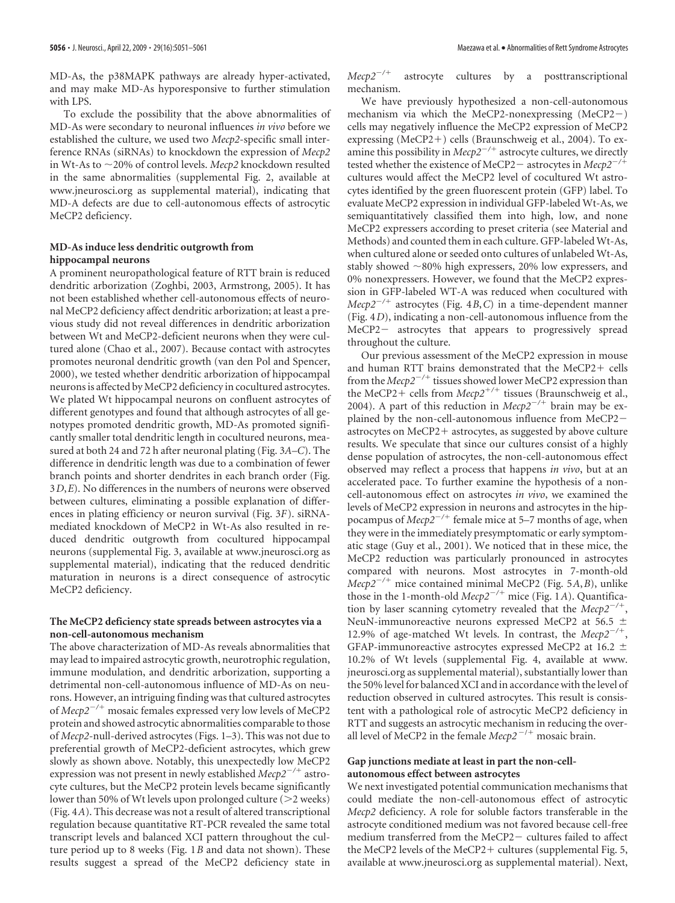MD-As, the p38MAPK pathways are already hyper-activated, and may make MD-As hyporesponsive to further stimulation with LPS.

To exclude the possibility that the above abnormalities of MD-As were secondary to neuronal influences *in vivo* before we established the culture, we used two *Mecp2*-specific small interference RNAs (siRNAs) to knockdown the expression of *Mecp2* in Wt-As to ~20% of control levels. *Mecp2* knockdown resulted in the same abnormalities (supplemental Fig. 2, available at www.jneurosci.org as supplemental material), indicating that MD-A defects are due to cell-autonomous effects of astrocytic MeCP2 deficiency.

### MD-As induce less dendritic outgrowth from hippocampal neurons

A prominent neuropathological feature of RTT brain is reduced dendritic arborization (Zoghbi, 2003, Armstrong, 2005). It has not been established whether cell-autonomous effects of neuronal MeCP2 deficiency affect dendritic arborization; at least a previous study did not reveal differences in dendritic arborization between Wt and MeCP2-deficient neurons when they were cultured alone (Chao et al., 2007). Because contact with astrocytes promotes neuronal dendritic growth (van den Pol and Spencer, 2000), we tested whether dendritic arborization of hippocampal neurons is affected by MeCP2 deficiency in cocultured astrocytes. We plated Wt hippocampal neurons on confluent astrocytes of different genotypes and found that although astrocytes of all genotypes promoted dendritic growth, MD-As promoted significantly smaller total dendritic length in cocultured neurons, measured at both 24 and 72 h after neuronal plating (Fig. 3*A–C*). The difference in dendritic length was due to a combination of fewer branch points and shorter dendrites in each branch order (Fig. 3*D*,*E*). No differences in the numbers of neurons were observed between cultures, eliminating a possible explanation of differences in plating efficiency or neuron survival (Fig. 3*F*). siRNA-mediated knockdown of MeCP2 in Wt-As also resulted in reduced dendritic outgrowth from cocultured hippocampal neurons (supplemental Fig. 3, available at www.jneurosci.org as supplemental material), indicating that the reduced dendritic maturation in neurons is a direct consequence of astrocytic MeCP2 deficiency.

### The MeCP2 deficiency state spreads between astrocytes via a non-cell-autonomous mechanism

The above characterization of MD-As reveals abnormalities that may lead to impaired astrocytic growth, neurotrophic regulation, immune modulation, and dendritic arborization, supporting a detrimental non-cell-autonomous influence of MD-As on neurons. However, an intriguing finding was that cultured astrocytes of *Mecp2*$^{-/+}$ mosaic females expressed very low levels of MeCP2 protein and showed astrocytic abnormalities comparable to those of *Mecp2*-null-derived astrocytes (Figs. 1–3). This was not due to preferential growth of MeCP2-deficient astrocytes, which grew slowly as shown above. Notably, this unexpectedly low MeCP2 expression was not present in newly established *Mecp2*$^{-/+}$ astrocyte cultures, but the MeCP2 protein levels became significantly lower than 50% of Wt levels upon prolonged culture (>2 weeks) (Fig. 4*A*). This decrease was not a result of altered transcriptional regulation because quantitative RT-PCR revealed the same total transcript levels and balanced XCI pattern throughout the culture period up to 8 weeks (Fig. 1*B* and data not shown). These results suggest a spread of the MeCP2 deficiency state in *Mecp2*$^{-/+}$ astrocyte cultures by a posttranscriptional mechanism.

We have previously hypothesized a non-cell-autonomous mechanism via which the MeCP2-nonexpressing (MeCP2−) cells may negatively influence the MeCP2 expression of MeCP2 expressing (MeCP2+) cells (Braunschweig et al., 2004). To examine this possibility in *Mecp2*$^{-/+}$ astrocyte cultures, we directly tested whether the existence of MeCP2− astrocytes in *Mecp2*$^{-/+}$ cultures would affect the MeCP2 level of cocultured Wt astrocytes identified by the green fluorescent protein (GFP) label. To evaluate MeCP2 expression in individual GFP-labeled Wt-As, we semiquantitatively classified them into high, low, and none MeCP2 expressers according to preset criteria (see Material and Methods) and counted them in each culture. GFP-labeled Wt-As, when cultured alone or seeded onto cultures of unlabeled Wt-As, stably showed ~80% high expressers, 20% low expressers, and 0% nonexpressers. However, we found that the MeCP2 expression in GFP-labeled WT-A was reduced when cocultured with *Mecp2*$^{-/+}$ astrocytes (Fig. 4*B*,*C*) in a time-dependent manner (Fig. 4*D*), indicating a non-cell-autonomous influence from the MeCP2− astrocytes that appears to progressively spread throughout the culture.

Our previous assessment of the MeCP2 expression in mouse and human RTT brains demonstrated that the MeCP2+ cells from the *Mecp2*$^{-/+}$ tissues showed lower MeCP2 expression than the MeCP2+ cells from *Mecp2*$^{+/+}$ tissues (Braunschweig et al., 2004). A part of this reduction in *Mecp2*$^{-/+}$ brain may be explained by the non-cell-autonomous influence from MeCP2− astrocytes on MeCP2+ astrocytes, as suggested by above culture results. We speculate that since our cultures consist of a highly dense population of astrocytes, the non-cell-autonomous effect observed may reflect a process that happens *in vivo*, but at an accelerated pace. To further examine the hypothesis of a non-cell-autonomous effect on astrocytes *in vivo*, we examined the levels of MeCP2 expression in neurons and astrocytes in the hippocampus of *Mecp2*$^{-/+}$ female mice at 5–7 months of age, when they were in the immediately presymptomatic or early symptomatic stage (Guy et al., 2001). We noticed that in these mice, the MeCP2 reduction was particularly pronounced in astrocytes compared with neurons. Most astrocytes in 7-month-old *Mecp2*$^{-/+}$ mice contained minimal MeCP2 (Fig. 5*A*,*B*), unlike those in the 1-month-old *Mecp2*$^{-/+}$ mice (Fig. 1*A*). Quantification by laser scanning cytometry revealed that the *Mecp2*$^{-/+}$, NeuN-immunoreactive neurons expressed MeCP2 at 56.5 ± 12.9% of age-matched Wt levels. In contrast, the *Mecp2*$^{-/+}$, GFAP-immunoreactive astrocytes expressed MeCP2 at 16.2 ± 10.2% of Wt levels (supplemental Fig. 4, available at www.jneurosci.org as supplemental material), substantially lower than the 50% level for balanced XCI and in accordance with the level of reduction observed in cultured astrocytes. This result is consistent with a pathological role of astrocytic MeCP2 deficiency in RTT and suggests an astrocytic mechanism in reducing the overall level of MeCP2 in the female *Mecp2*$^{-/+}$ mosaic brain.

### Gap junctions mediate at least in part the non-cell-autonomous effect between astrocytes

We next investigated potential communication mechanisms that could mediate the non-cell-autonomous effect of astrocytic *Mecp2* deficiency. A role for soluble factors transferable in the astrocyte conditioned medium was not favored because cell-free medium transferred from the MeCP2− cultures failed to affect the MeCP2 levels of the MeCP2+ cultures (supplemental Fig. 5, available at www.jneurosci.org as supplemental material). Next,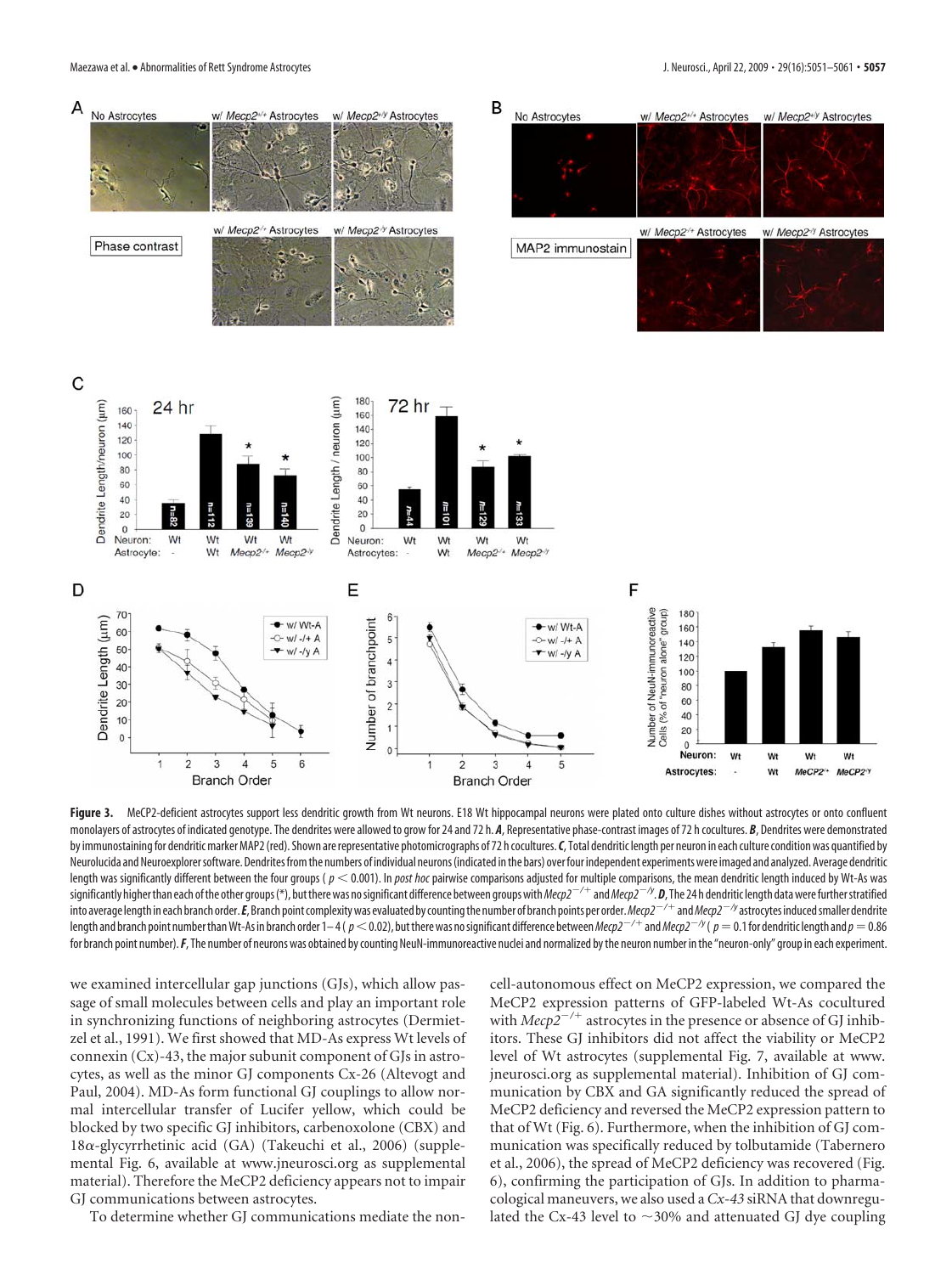**Figure 3.** MeCP2-deficient astrocytes support less dendritic growth from Wt neurons. E18 Wt hippocampal neurons were plated onto culture dishes without astrocytes or onto confluent monolayers of astrocytes of indicated genotype. The dendrites were allowed to grow for 24 and 72 h. ***A***, Representative phase-contrast images of 72 h cocultures. ***B***, Dendrites were demonstrated by immunostaining for dendritic marker MAP2 (red). Shown are representative photomicrographs of 72 h cocultures. ***C***, Total dendritic length per neuron in each culture condition was quantified by Neurolucida and Neuroexplorer software. Dendrites from the numbers of individual neurons (indicated in the bars) over four independent experiments were imaged and analyzed. Average dendritic length was significantly different between the four groups ( $p < 0.001$). In *post hoc* pairwise comparisons adjusted for multiple comparisons, the mean dendritic length induced by Wt-As was significantly higher than each of the other groups (*), but there was no significant difference between groups with $Mecp2^{-/+}$ and $Mecp2^{-/y}$. ***D***, The 24 h dendritic length data were further stratified into average length in each branch order. ***E***, Branch point complexity was evaluated by counting the number of branch points per order. $Mecp2^{-/+}$ and $Mecp2^{-/y}$ astrocytes induced smaller dendrite length and branch point number than Wt-As in branch order 1– 4 ( $p < 0.02$), but there was no significant difference between $Mecp2^{-/+}$ and $Mecp2^{-/y}$ ( $p = 0.1$ for dendritic length and $p = 0.86$ for branch point number). ***F***, The number of neurons was obtained by counting NeuN-immunoreactive nuclei and normalized by the neuron number in the "neuron-only" group in each experiment.

we examined intercellular gap junctions (GJs), which allow passage of small molecules between cells and play an important role in synchronizing functions of neighboring astrocytes (Dermietzel et al., 1991). We first showed that MD-As express Wt levels of connexin (Cx)-43, the major subunit component of GJs in astrocytes, as well as the minor GJ components Cx-26 (Altevogt and Paul, 2004). MD-As form functional GJ couplings to allow normal intercellular transfer of Lucifer yellow, which could be blocked by two specific GJ inhibitors, carbenoxolone (CBX) and 18α-glycyrrhetinic acid (GA) (Takeuchi et al., 2006) (supplemental Fig. 6, available at www.jneurosci.org as supplemental material). Therefore the MeCP2 deficiency appears not to impair GJ communications between astrocytes.

To determine whether GJ communications mediate the non-cell-autonomous effect on MeCP2 expression, we compared the MeCP2 expression patterns of GFP-labeled Wt-As cocultured with $Mecp2^{-/+}$ astrocytes in the presence or absence of GJ inhibitors. These GJ inhibitors did not affect the viability or MeCP2 level of Wt astrocytes (supplemental Fig. 7, available at www.jneurosci.org as supplemental material). Inhibition of GJ communication by CBX and GA significantly reduced the spread of MeCP2 deficiency and reversed the MeCP2 expression pattern to that of Wt (Fig. 6). Furthermore, when the inhibition of GJ communication was specifically reduced by tolbutamide (Tabernero et al., 2006), the spread of MeCP2 deficiency was recovered (Fig. 6), confirming the participation of GJs. In addition to pharmacological maneuvers, we also used a *Cx-43* siRNA that downregulated the Cx-43 level to ~30% and attenuated GJ dye coupling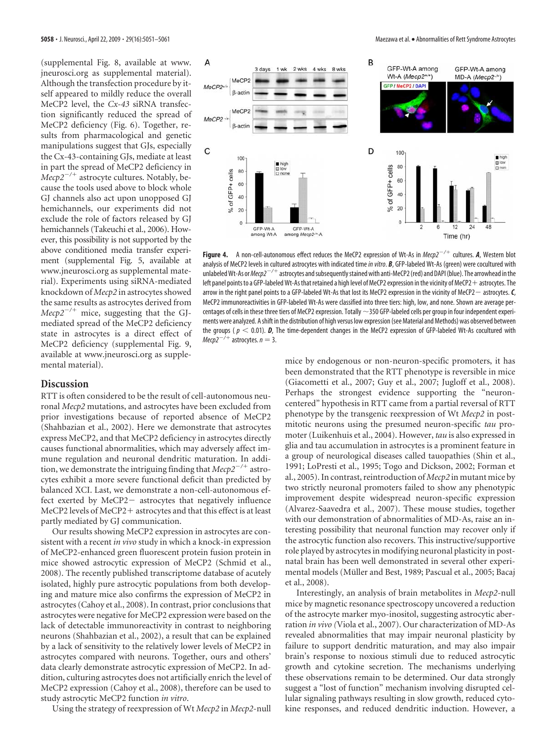(supplemental Fig. 8, available at www.jneurosci.org as supplemental material). Although the transfection procedure by itself appeared to mildly reduce the overall MeCP2 level, the *Cx-43* siRNA transfection significantly reduced the spread of MeCP2 deficiency (Fig. 6). Together, results from pharmacological and genetic manipulations suggest that GJs, especially the Cx-43-containing GJs, mediate at least in part the spread of MeCP2 deficiency in *Mecp2*$^{-/+}$ astrocyte cultures. Notably, because the tools used above to block whole GJ channels also act upon unopposed GJ hemichannels, our experiments did not exclude the role of factors released by GJ hemichannels (Takeuchi et al., 2006). However, this possibility is not supported by the above conditioned media transfer experiment (supplemental Fig. 5, available at www.jneurosci.org as supplemental material). Experiments using siRNA-mediated knockdown of *Mecp2* in astrocytes showed the same results as astrocytes derived from *Mecp2*$^{-/+}$ mice, suggesting that the GJ-mediated spread of the MeCP2 deficiency state in astrocytes is a direct effect of MeCP2 deficiency (supplemental Fig. 9, available at www.jneurosci.org as supplemental material).

**Figure 4.** A non-cell-autonomous effect reduces the MeCP2 expression of Wt-As in *Mecp2*$^{-/+}$ cultures. ***A***, Western blot analysis of MeCP2 levels in cultured astrocytes with indicated time *in vitro*. ***B***, GFP-labeled Wt-As (green) were cocultured with unlabeled Wt-As or *Mecp2*$^{-/+}$ astrocytes and subsequently stained with anti-MeCP2 (red) and DAPI (blue). The arrowhead in the left panel points to a GFP-labeled Wt-As that retained a high level of MeCP2 expression in the vicinity of MeCP2+ astrocytes. The arrow in the right panel points to a GFP-labeled Wt-As that lost its MeCP2 expression in the vicinity of MeCP2− astrocytes. ***C***, MeCP2 immunoreactivities in GFP-labeled Wt-As were classified into three tiers: high, low, and none. Shown are average percentages of cells in these three tiers of MeCP2 expression. Totally ~350 GFP-labeled cells per group in four independent experiments were analyzed. A shift in the distribution of high versus low expression (see Material and Methods) was observed between the groups ($p < 0.01$). ***D***, The time-dependent changes in the MeCP2 expression of GFP-labeled Wt-As cocultured with *Mecp2*$^{-/+}$ astrocytes. $n = 3$.

## Discussion

RTT is often considered to be the result of cell-autonomous neuronal *Mecp2* mutations, and astrocytes have been excluded from prior investigations because of reported absence of MeCP2 (Shahbazian et al., 2002). Here we demonstrate that astrocytes express MeCP2, and that MeCP2 deficiency in astrocytes directly causes functional abnormalities, which may adversely affect immune regulation and neuronal dendritic maturation. In addition, we demonstrate the intriguing finding that *Mecp2*$^{-/+}$ astrocytes exhibit a more severe functional deficit than predicted by balanced XCI. Last, we demonstrate a non-cell-autonomous effect exerted by MeCP2− astrocytes that negatively influence MeCP2 levels of MeCP2+ astrocytes and that this effect is at least partly mediated by GJ communication.

Our results showing MeCP2 expression in astrocytes are consistent with a recent *in vivo* study in which a knock-in expression of MeCP2-enhanced green fluorescent protein fusion protein in mice showed astrocytic expression of MeCP2 (Schmid et al., 2008). The recently published transcriptome database of acutely isolated, highly pure astrocytic populations from both developing and mature mice also confirms the expression of MeCP2 in astrocytes (Cahoy et al., 2008). In contrast, prior conclusions that astrocytes were negative for MeCP2 expression were based on the lack of detectable immunoreactivity in contrast to neighboring neurons (Shahbazian et al., 2002), a result that can be explained by a lack of sensitivity to the relatively lower levels of MeCP2 in astrocytes compared with neurons. Together, ours and others' data clearly demonstrate astrocytic expression of MeCP2. In addition, culturing astrocytes does not artificially enrich the level of MeCP2 expression (Cahoy et al., 2008), therefore can be used to study astrocytic MeCP2 function *in vitro*.

Using the strategy of reexpression of Wt *Mecp2* in *Mecp2*-null mice by endogenous or non-neuron-specific promoters, it has been demonstrated that the RTT phenotype is reversible in mice (Giacometti et al., 2007; Guy et al., 2007; Jugloff et al., 2008). Perhaps the strongest evidence supporting the "neuron-centered" hypothesis in RTT came from a partial reversal of RTT phenotype by the transgenic reexpression of Wt *Mecp2* in post-mitotic neurons using the presumed neuron-specific *tau* promoter (Luikenhuis et al., 2004). However, *tau* is also expressed in glia and tau accumulation in astrocytes is a prominent feature in a group of neurological diseases called tauopathies (Shin et al., 1991; LoPresti et al., 1995; Togo and Dickson, 2002; Forman et al., 2005). In contrast, reintroduction of *Mecp2* in mutant mice by two strictly neuronal promoters failed to show any phenotypic improvement despite widespread neuron-specific expression (Alvarez-Saavedra et al., 2007). These mouse studies, together with our demonstration of abnormalities of MD-As, raise an interesting possibility that neuronal function may recover only if the astrocytic function also recovers. This instructive/supportive role played by astrocytes in modifying neuronal plasticity in post-natal brain has been well demonstrated in several other experimental models (Müller and Best, 1989; Pascual et al., 2005; Bacaj et al., 2008).

Interestingly, an analysis of brain metabolites in *Mecp2*-null mice by magnetic resonance spectroscopy uncovered a reduction of the astrocyte marker myo-inositol, suggesting astrocytic aberration *in vivo* (Viola et al., 2007). Our characterization of MD-As revealed abnormalities that may impair neuronal plasticity by failure to support dendritic maturation, and may also impair brain's response to noxious stimuli due to reduced astrocytic growth and cytokine secretion. The mechanisms underlying these observations remain to be determined. Our data strongly suggest a "lost of function" mechanism involving disrupted cellular signaling pathways resulting in slow growth, reduced cytokine responses, and reduced dendritic induction. However, a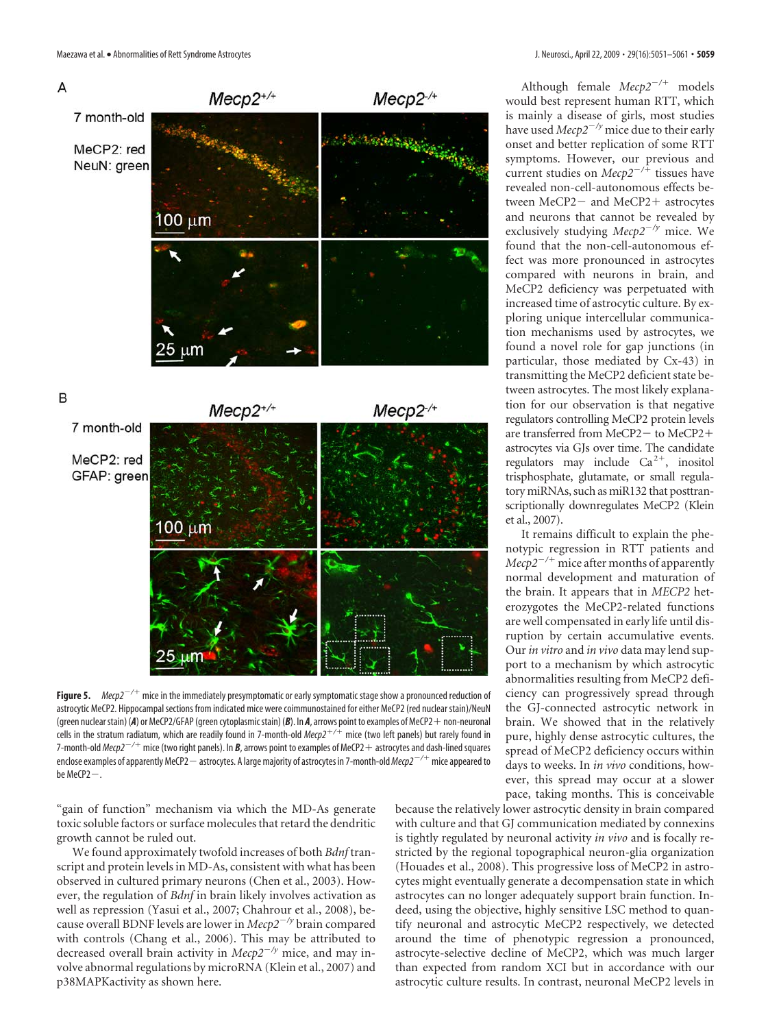**Figure 5.** $Mecp2^{-/+}$ mice in the immediately presymptomatic or early symptomatic stage show a pronounced reduction of astrocytic MeCP2. Hippocampal sections from indicated mice were coimmunostained for either MeCP2 (red nuclear stain)/NeuN (green nuclear stain) (***A***) or MeCP2/GFAP (green cytoplasmic stain) (***B***). In ***A***, arrows point to examples of MeCP2+ non-neuronal cells in the stratum radiatum, which are readily found in 7-month-old $Mecp2^{+/+}$ mice (two left panels) but rarely found in 7-month-old $Mecp2^{-/+}$ mice (two right panels). In ***B***, arrows point to examples of MeCP2+ astrocytes and dash-lined squares enclose examples of apparently MeCP2− astrocytes. A large majority of astrocytes in 7-month-old $Mecp2^{-/+}$ mice appeared to be MeCP2−.

"gain of function" mechanism via which the MD-As generate toxic soluble factors or surface molecules that retard the dendritic growth cannot be ruled out.

We found approximately twofold increases of both *Bdnf* transcript and protein levels in MD-As, consistent with what has been observed in cultured primary neurons (Chen et al., 2003). However, the regulation of *Bdnf* in brain likely involves activation as well as repression (Yasui et al., 2007; Chahrour et al., 2008), because overall BDNF levels are lower in $Mecp2^{-/y}$ brain compared with controls (Chang et al., 2006). This may be attributed to decreased overall brain activity in $Mecp2^{-/y}$ mice, and may involve abnormal regulations by microRNA (Klein et al., 2007) and p38MAPKactivity as shown here.

Although female $Mecp2^{-/+}$ models would best represent human RTT, which is mainly a disease of girls, most studies have used $Mecp2^{-/y}$ mice due to their early onset and better replication of some RTT symptoms. However, our previous and current studies on $Mecp2^{-/+}$ tissues have revealed non-cell-autonomous effects between MeCP2− and MeCP2+ astrocytes and neurons that cannot be revealed by exclusively studying $Mecp2^{-/y}$ mice. We found that the non-cell-autonomous effect was more pronounced in astrocytes compared with neurons in brain, and MeCP2 deficiency was perpetuated with increased time of astrocytic culture. By exploring unique intercellular communication mechanisms used by astrocytes, we found a novel role for gap junctions (in particular, those mediated by Cx-43) in transmitting the MeCP2 deficient state between astrocytes. The most likely explanation for our observation is that negative regulators controlling MeCP2 protein levels are transferred from MeCP2− to MeCP2+ astrocytes via GJs over time. The candidate regulators may include $Ca^{2+}$, inositol trisphosphate, glutamate, or small regulatory miRNAs, such as miR132 that posttranscriptionally downregulates MeCP2 (Klein et al., 2007).

It remains difficult to explain the phenotypic regression in RTT patients and $Mecp2^{-/+}$ mice after months of apparently normal development and maturation of the brain. It appears that in *MECP2* heterozygotes the MeCP2-related functions are well compensated in early life until disruption by certain accumulative events. Our *in vitro* and *in vivo* data may lend support to a mechanism by which astrocytic abnormalities resulting from MeCP2 deficiency can progressively spread through the GJ-connected astrocytic network in brain. We showed that in the relatively pure, highly dense astrocytic cultures, the spread of MeCP2 deficiency occurs within days to weeks. In *in vivo* conditions, however, this spread may occur at a slower pace, taking months. This is conceivable because the relatively lower astrocytic density in brain compared with culture and that GJ communication mediated by connexins is tightly regulated by neuronal activity *in vivo* and is focally restricted by the regional topographical neuron-glia organization (Houades et al., 2008). This progressive loss of MeCP2 in astrocytes might eventually generate a decompensation state in which astrocytes can no longer adequately support brain function. Indeed, using the objective, highly sensitive LSC method to quantify neuronal and astrocytic MeCP2 respectively, we detected around the time of phenotypic regression a pronounced, astrocyte-selective decline of MeCP2, which was much larger than expected from random XCI but in accordance with our astrocytic culture results. In contrast, neuronal MeCP2 levels in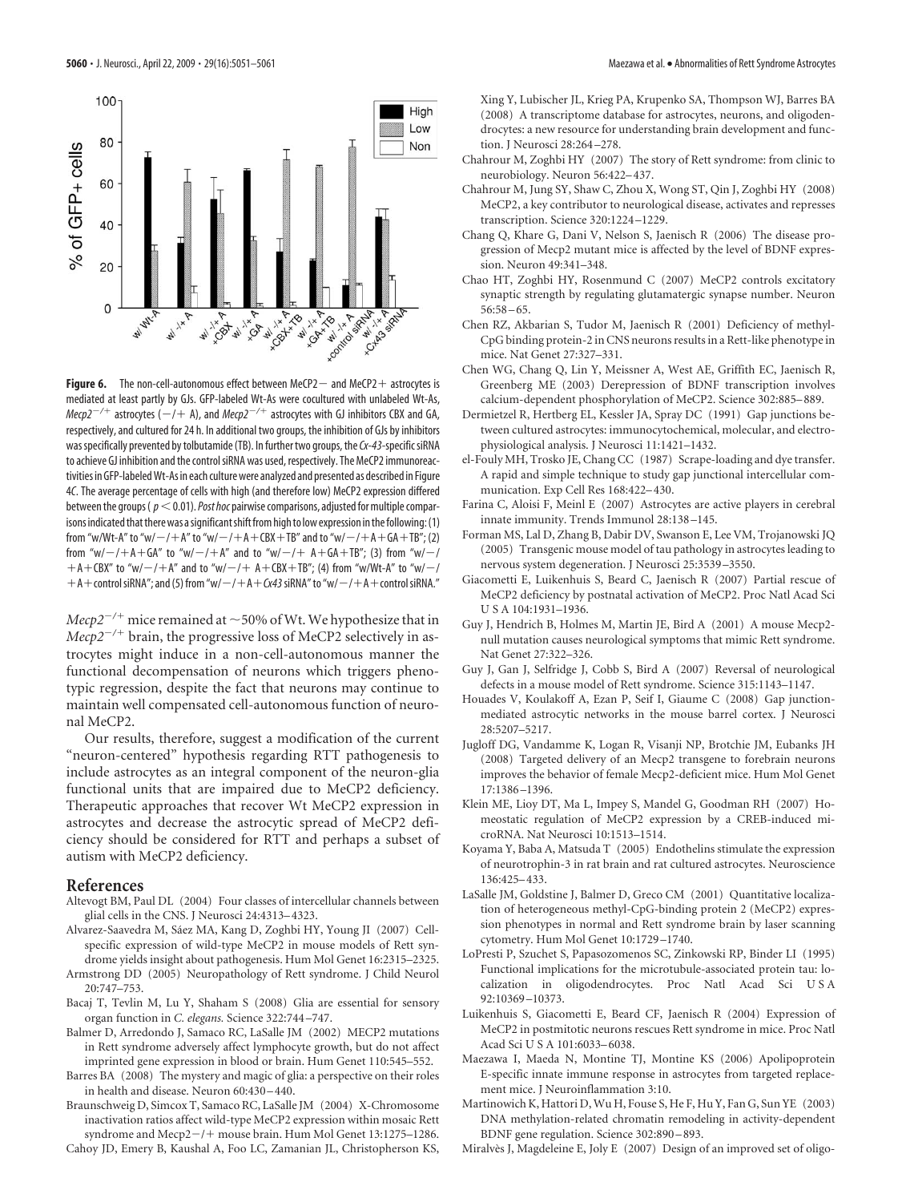**Figure 6.** The non-cell-autonomous effect between MeCP2− and MeCP2+ astrocytes is mediated at least partly by GJs. GFP-labeled Wt-As were cocultured with unlabeled Wt-As, *Mecp2*$^{-/+}$ astrocytes (−/+ A), and *Mecp2*$^{-/+}$ astrocytes with GJ inhibitors CBX and GA, respectively, and cultured for 24 h. In additional two groups, the inhibition of GJs by inhibitors was specifically prevented by tolbutamide (TB). In further two groups, the *Cx-43*-specific siRNA to achieve GJ inhibition and the control siRNA was used, respectively. The MeCP2 immunoreactivities in GFP-labeled Wt-As in each culture were analyzed and presented as described in Figure 4*C*. The average percentage of cells with high (and therefore low) MeCP2 expression differed between the groups ($p < 0.01$). *Post hoc* pairwise comparisons, adjusted for multiple comparisons indicated that there was a significant shift from high to low expression in the following: (1) from "w/Wt-A" to "w/−/+A" to "w/−/+A+CBX+TB" and to "w/−/+A+GA+TB"; (2) from "w/−/+A+GA" to "w/−/+A" and to "w/−/+ A+GA+TB"; (3) from "w/−/+A+CBX" to "w/−/+A" and to "w/−/+ A+CBX+TB"; (4) from "w/Wt-A" to "w/−/+A+control siRNA"; and (5) from "w/−/+A+*Cx43* siRNA" to "w/−/+A+control siRNA."

*Mecp2*$^{-/+}$ mice remained at ∼50% of Wt. We hypothesize that in *Mecp2*$^{-/+}$ brain, the progressive loss of MeCP2 selectively in astrocytes might induce in a non-cell-autonomous manner the functional decompensation of neurons which triggers phenotypic regression, despite the fact that neurons may continue to maintain well compensated cell-autonomous function of neuronal MeCP2.

Our results, therefore, suggest a modification of the current "neuron-centered" hypothesis regarding RTT pathogenesis to include astrocytes as an integral component of the neuron-glia functional units that are impaired due to MeCP2 deficiency. Therapeutic approaches that recover Wt MeCP2 expression in astrocytes and decrease the astrocytic spread of MeCP2 deficiency should be considered for RTT and perhaps a subset of autism with MeCP2 deficiency.

## References

Altevogt BM, Paul DL (2004) Four classes of intercellular channels between glial cells in the CNS. J Neurosci 24:4313–4323.

Alvarez-Saavedra M, Sáez MA, Kang D, Zoghbi HY, Young JI (2007) Cell-specific expression of wild-type MeCP2 in mouse models of Rett syndrome yields insight about pathogenesis. Hum Mol Genet 16:2315–2325.

Armstrong DD (2005) Neuropathology of Rett syndrome. J Child Neurol 20:747–753.

Bacaj T, Tevlin M, Lu Y, Shaham S (2008) Glia are essential for sensory organ function in *C. elegans*. Science 322:744–747.

Balmer D, Arredondo J, Samaco RC, LaSalle JM (2002) MECP2 mutations in Rett syndrome adversely affect lymphocyte growth, but do not affect imprinted gene expression in blood or brain. Hum Genet 110:545–552.

Barres BA (2008) The mystery and magic of glia: a perspective on their roles in health and disease. Neuron 60:430–440.

Braunschweig D, Simcox T, Samaco RC, LaSalle JM (2004) X-Chromosome inactivation ratios affect wild-type MeCP2 expression within mosaic Rett syndrome and Mecp2−/+ mouse brain. Hum Mol Genet 13:1275–1286.

Cahoy JD, Emery B, Kaushal A, Foo LC, Zamanian JL, Christopherson KS, Xing Y, Lubischer JL, Krieg PA, Krupenko SA, Thompson WJ, Barres BA (2008) A transcriptome database for astrocytes, neurons, and oligodendrocytes: a new resource for understanding brain development and function. J Neurosci 28:264–278.

Chahrour M, Zoghbi HY (2007) The story of Rett syndrome: from clinic to neurobiology. Neuron 56:422–437.

Chahrour M, Jung SY, Shaw C, Zhou X, Wong ST, Qin J, Zoghbi HY (2008) MeCP2, a key contributor to neurological disease, activates and represses transcription. Science 320:1224–1229.

Chang Q, Khare G, Dani V, Nelson S, Jaenisch R (2006) The disease progression of Mecp2 mutant mice is affected by the level of BDNF expression. Neuron 49:341–348.

Chao HT, Zoghbi HY, Rosenmund C (2007) MeCP2 controls excitatory synaptic strength by regulating glutamatergic synapse number. Neuron 56:58–65.

Chen RZ, Akbarian S, Tudor M, Jaenisch R (2001) Deficiency of methyl-CpG binding protein-2 in CNS neurons results in a Rett-like phenotype in mice. Nat Genet 27:327–331.

Chen WG, Chang Q, Lin Y, Meissner A, West AE, Griffith EC, Jaenisch R, Greenberg ME (2003) Derepression of BDNF transcription involves calcium-dependent phosphorylation of MeCP2. Science 302:885–889.

Dermietzel R, Hertberg EL, Kessler JA, Spray DC (1991) Gap junctions between cultured astrocytes: immunocytochemical, molecular, and electrophysiological analysis. J Neurosci 11:1421–1432.

el-Fouly MH, Trosko JE, Chang CC (1987) Scrape-loading and dye transfer. A rapid and simple technique to study gap junctional intercellular communication. Exp Cell Res 168:422–430.

Farina C, Aloisi F, Meinl E (2007) Astrocytes are active players in cerebral innate immunity. Trends Immunol 28:138–145.

Forman MS, Lal D, Zhang B, Dabir DV, Swanson E, Lee VM, Trojanowski JQ (2005) Transgenic mouse model of tau pathology in astrocytes leading to nervous system degeneration. J Neurosci 25:3539–3550.

Giacometti E, Luikenhuis S, Beard C, Jaenisch R (2007) Partial rescue of MeCP2 deficiency by postnatal activation of MeCP2. Proc Natl Acad Sci U S A 104:1931–1936.

Guy J, Hendrich B, Holmes M, Martin JE, Bird A (2001) A mouse Mecp2-null mutation causes neurological symptoms that mimic Rett syndrome. Nat Genet 27:322–326.

Guy J, Gan J, Selfridge J, Cobb S, Bird A (2007) Reversal of neurological defects in a mouse model of Rett syndrome. Science 315:1143–1147.

Houades V, Koulakoff A, Ezan P, Seif I, Giaume C (2008) Gap junction-mediated astrocytic networks in the mouse barrel cortex. J Neurosci 28:5207–5217.

Jugloff DG, Vandamme K, Logan R, Visanji NP, Brotchie JM, Eubanks JH (2008) Targeted delivery of an Mecp2 transgene to forebrain neurons improves the behavior of female Mecp2-deficient mice. Hum Mol Genet 17:1386–1396.

Klein ME, Lioy DT, Ma L, Impey S, Mandel G, Goodman RH (2007) Homeostatic regulation of MeCP2 expression by a CREB-induced microRNA. Nat Neurosci 10:1513–1514.

Koyama Y, Baba A, Matsuda T (2005) Endothelins stimulate the expression of neurotrophin-3 in rat brain and rat cultured astrocytes. Neuroscience 136:425–433.

LaSalle JM, Goldstine J, Balmer D, Greco CM (2001) Quantitative localization of heterogeneous methyl-CpG-binding protein 2 (MeCP2) expression phenotypes in normal and Rett syndrome brain by laser scanning cytometry. Hum Mol Genet 10:1729–1740.

LoPresti P, Szuchet S, Papasozomenos SC, Zinkowski RP, Binder LI (1995) Functional implications for the microtubule-associated protein tau: localization in oligodendrocytes. Proc Natl Acad Sci U S A 92:10369–10373.

Luikenhuis S, Giacometti E, Beard CF, Jaenisch R (2004) Expression of MeCP2 in postmitotic neurons rescues Rett syndrome in mice. Proc Natl Acad Sci U S A 101:6033–6038.

Maezawa I, Maeda N, Montine TJ, Montine KS (2006) Apolipoprotein E-specific innate immune response in astrocytes from targeted replacement mice. J Neuroinflammation 3:10.

Martinowich K, Hattori D, Wu H, Fouse S, He F, Hu Y, Fan G, Sun YE (2003) DNA methylation-related chromatin remodeling in activity-dependent BDNF gene regulation. Science 302:890–893.

Miralvès J, Magdeleine E, Joly E (2007) Design of an improved set of oligo-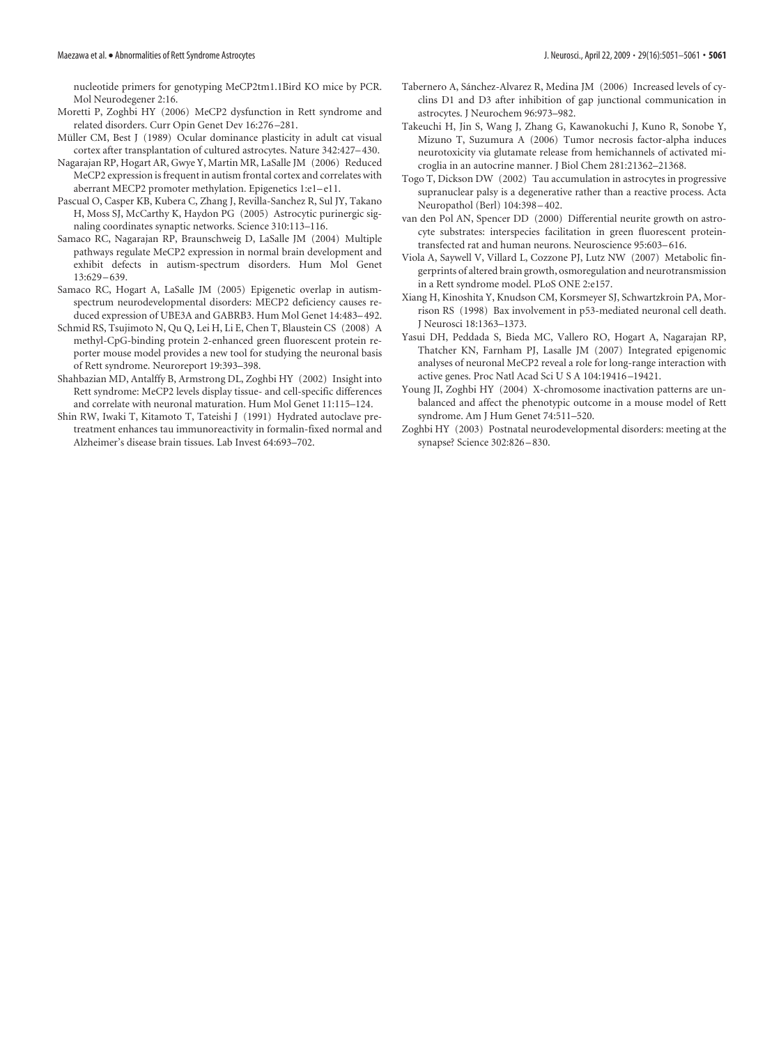nucleotide primers for genotyping MeCP2tm1.1Bird KO mice by PCR. Mol Neurodegener 2:16.

Moretti P, Zoghbi HY (2006) MeCP2 dysfunction in Rett syndrome and related disorders. Curr Opin Genet Dev 16:276–281.

Müller CM, Best J (1989) Ocular dominance plasticity in adult cat visual cortex after transplantation of cultured astrocytes. Nature 342:427–430.

Nagarajan RP, Hogart AR, Gwye Y, Martin MR, LaSalle JM (2006) Reduced MeCP2 expression is frequent in autism frontal cortex and correlates with aberrant MECP2 promoter methylation. Epigenetics 1:e1–e11.

Pascual O, Casper KB, Kubera C, Zhang J, Revilla-Sanchez R, Sul JY, Takano H, Moss SJ, McCarthy K, Haydon PG (2005) Astrocytic purinergic signaling coordinates synaptic networks. Science 310:113–116.

Samaco RC, Nagarajan RP, Braunschweig D, LaSalle JM (2004) Multiple pathways regulate MeCP2 expression in normal brain development and exhibit defects in autism-spectrum disorders. Hum Mol Genet 13:629–639.

Samaco RC, Hogart A, LaSalle JM (2005) Epigenetic overlap in autism-spectrum neurodevelopmental disorders: MECP2 deficiency causes reduced expression of UBE3A and GABRB3. Hum Mol Genet 14:483–492.

Schmid RS, Tsujimoto N, Qu Q, Lei H, Li E, Chen T, Blaustein CS (2008) A methyl-CpG-binding protein 2-enhanced green fluorescent protein reporter mouse model provides a new tool for studying the neuronal basis of Rett syndrome. Neuroreport 19:393–398.

Shahbazian MD, Antalffy B, Armstrong DL, Zoghbi HY (2002) Insight into Rett syndrome: MeCP2 levels display tissue- and cell-specific differences and correlate with neuronal maturation. Hum Mol Genet 11:115–124.

Shin RW, Iwaki T, Kitamoto T, Tateishi J (1991) Hydrated autoclave pretreatment enhances tau immunoreactivity in formalin-fixed normal and Alzheimer's disease brain tissues. Lab Invest 64:693–702.

Tabernero A, Sánchez-Alvarez R, Medina JM (2006) Increased levels of cyclins D1 and D3 after inhibition of gap junctional communication in astrocytes. J Neurochem 96:973–982.

Takeuchi H, Jin S, Wang J, Zhang G, Kawanokuchi J, Kuno R, Sonobe Y, Mizuno T, Suzumura A (2006) Tumor necrosis factor-alpha induces neurotoxicity via glutamate release from hemichannels of activated microglia in an autocrine manner. J Biol Chem 281:21362–21368.

Togo T, Dickson DW (2002) Tau accumulation in astrocytes in progressive supranuclear palsy is a degenerative rather than a reactive process. Acta Neuropathol (Berl) 104:398–402.

van den Pol AN, Spencer DD (2000) Differential neurite growth on astrocyte substrates: interspecies facilitation in green fluorescent protein-transfected rat and human neurons. Neuroscience 95:603–616.

Viola A, Saywell V, Villard L, Cozzone PJ, Lutz NW (2007) Metabolic fingerprints of altered brain growth, osmoregulation and neurotransmission in a Rett syndrome model. PLoS ONE 2:e157.

Xiang H, Kinoshita Y, Knudson CM, Korsmeyer SJ, Schwartzkroin PA, Morrison RS (1998) Bax involvement in p53-mediated neuronal cell death. J Neurosci 18:1363–1373.

Yasui DH, Peddada S, Bieda MC, Vallero RO, Hogart A, Nagarajan RP, Thatcher KN, Farnham PJ, Lasalle JM (2007) Integrated epigenomic analyses of neuronal MeCP2 reveal a role for long-range interaction with active genes. Proc Natl Acad Sci U S A 104:19416–19421.

Young JI, Zoghbi HY (2004) X-chromosome inactivation patterns are unbalanced and affect the phenotypic outcome in a mouse model of Rett syndrome. Am J Hum Genet 74:511–520.

Zoghbi HY (2003) Postnatal neurodevelopmental disorders: meeting at the synapse? Science 302:826–830.